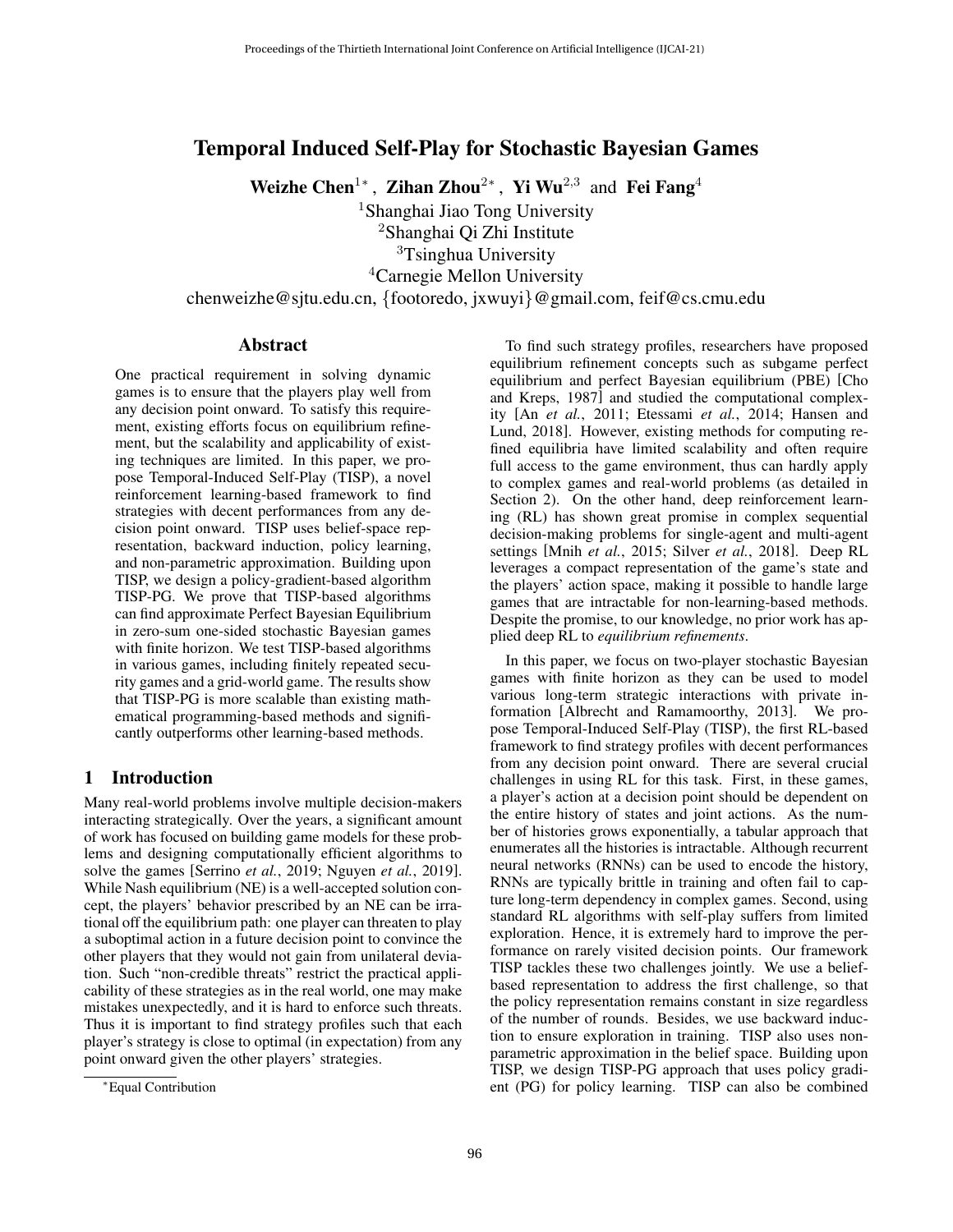# Temporal Induced Self-Play for Stochastic Bayesian Games

**Weizhe Chen**[1*], **Zihan Zhou**[2*], **Yi Wu**[2,3] and **Fei Fang**[4]

[1]Shanghai Jiao Tong University
[2]Shanghai Qi Zhi Institute
[3]Tsinghua University
[4]Carnegie Mellon University

chenweizhe@sjtu.edu.cn, {footoredo, jxwuyi}@gmail.com, feif@cs.cmu.edu

## Abstract

One practical requirement in solving dynamic games is to ensure that the players play well from any decision point onward. To satisfy this requirement, existing efforts focus on equilibrium refinement, but the scalability and applicability of existing techniques are limited. In this paper, we propose Temporal-Induced Self-Play (TISP), a novel reinforcement learning-based framework to find strategies with decent performances from any decision point onward. TISP uses belief-space representation, backward induction, policy learning, and non-parametric approximation. Building upon TISP, we design a policy-gradient-based algorithm TISP-PG. We prove that TISP-based algorithms can find approximate Perfect Bayesian Equilibrium in zero-sum one-sided stochastic Bayesian games with finite horizon. We test TISP-based algorithms in various games, including finitely repeated security games and a grid-world game. The results show that TISP-PG is more scalable than existing mathematical programming-based methods and significantly outperforms other learning-based methods.

## 1 Introduction

Many real-world problems involve multiple decision-makers interacting strategically. Over the years, a significant amount of work has focused on building game models for these problems and designing computationally efficient algorithms to solve the games [Serrino *et al.*, 2019; Nguyen *et al.*, 2019]. While Nash equilibrium (NE) is a well-accepted solution concept, the players' behavior prescribed by an NE can be irrational off the equilibrium path: one player can threaten to play a suboptimal action in a future decision point to convince the other players that they would not gain from unilateral deviation. Such "non-credible threats" restrict the practical applicability of these strategies as in the real world, one may make mistakes unexpectedly, and it is hard to enforce such threats. Thus it is important to find strategy profiles such that each player's strategy is close to optimal (in expectation) from any point onward given the other players' strategies.

To find such strategy profiles, researchers have proposed equilibrium refinement concepts such as subgame perfect equilibrium and perfect Bayesian equilibrium (PBE) [Cho and Kreps, 1987] and studied the computational complexity [An *et al.*, 2011; Etessami *et al.*, 2014; Hansen and Lund, 2018]. However, existing methods for computing refined equilibria have limited scalability and often require full access to the game environment, thus can hardly apply to complex games and real-world problems (as detailed in Section 2). On the other hand, deep reinforcement learning (RL) has shown great promise in complex sequential decision-making problems for single-agent and multi-agent settings [Mnih *et al.*, 2015; Silver *et al.*, 2018]. Deep RL leverages a compact representation of the game's state and the players' action space, making it possible to handle large games that are intractable for non-learning-based methods. Despite the promise, to our knowledge, no prior work has applied deep RL to *equilibrium refinements*.

In this paper, we focus on two-player stochastic Bayesian games with finite horizon as they can be used to model various long-term strategic interactions with private information [Albrecht and Ramamoorthy, 2013]. We propose Temporal-Induced Self-Play (TISP), the first RL-based framework to find strategy profiles with decent performances from any decision point onward. There are several crucial challenges in using RL for this task. First, in these games, a player's action at a decision point should be dependent on the entire history of states and joint actions. As the number of histories grows exponentially, a tabular approach that enumerates all the histories is intractable. Although recurrent neural networks (RNNs) can be used to encode the history, RNNs are typically brittle in training and often fail to capture long-term dependency in complex games. Second, using standard RL algorithms with self-play suffers from limited exploration. Hence, it is extremely hard to improve the performance on rarely visited decision points. Our framework TISP tackles these two challenges jointly. We use a belief-based representation to address the first challenge, so that the policy representation remains constant in size regardless of the number of rounds. Besides, we use backward induction to ensure exploration in training. TISP also uses non-parametric approximation in the belief space. Building upon TISP, we design TISP-PG approach that uses policy gradient (PG) for policy learning. TISP can also be combined

*Equal Contribution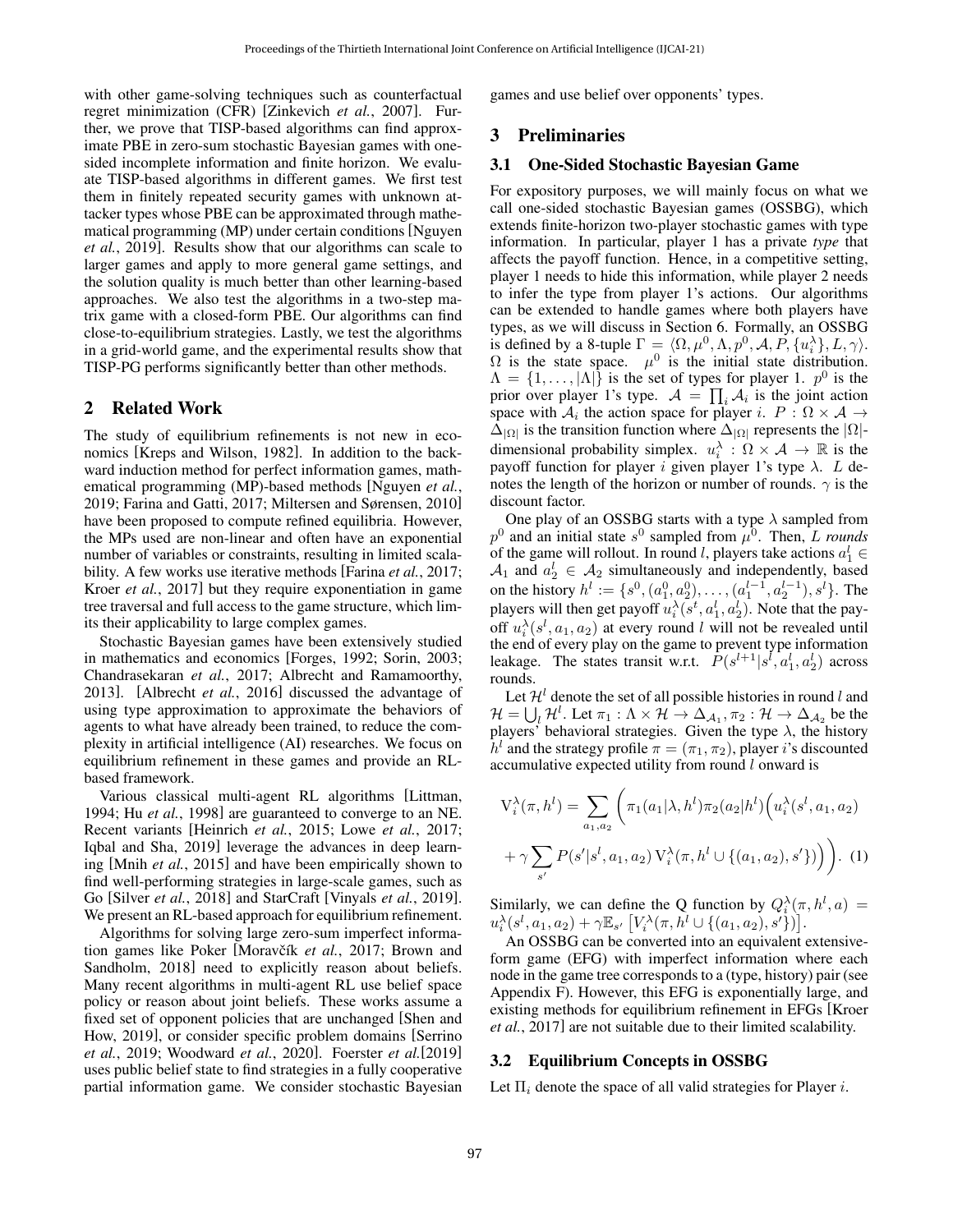with other game-solving techniques such as counterfactual regret minimization (CFR) [Zinkevich *et al.*, 2007]. Further, we prove that TISP-based algorithms can find approximate PBE in zero-sum stochastic Bayesian games with one-sided incomplete information and finite horizon. We evaluate TISP-based algorithms in different games. We first test them in finitely repeated security games with unknown attacker types whose PBE can be approximated through mathematical programming (MP) under certain conditions [Nguyen *et al.*, 2019]. Results show that our algorithms can scale to larger games and apply to more general game settings, and the solution quality is much better than other learning-based approaches. We also test the algorithms in a two-step matrix game with a closed-form PBE. Our algorithms can find close-to-equilibrium strategies. Lastly, we test the algorithms in a grid-world game, and the experimental results show that TISP-PG performs significantly better than other methods.

## 2 Related Work

The study of equilibrium refinements is not new in economics [Kreps and Wilson, 1982]. In addition to the backward induction method for perfect information games, mathematical programming (MP)-based methods [Nguyen *et al.*, 2019; Farina and Gatti, 2017; Miltersen and Sørensen, 2010] have been proposed to compute refined equilibria. However, the MPs used are non-linear and often have an exponential number of variables or constraints, resulting in limited scalability. A few works use iterative methods [Farina *et al.*, 2017; Kroer *et al.*, 2017] but they require exponentiation in game tree traversal and full access to the game structure, which limits their applicability to large complex games.

Stochastic Bayesian games have been extensively studied in mathematics and economics [Forges, 1992; Sorin, 2003; Chandrasekaran *et al.*, 2017; Albrecht and Ramamoorthy, 2013]. [Albrecht *et al.*, 2016] discussed the advantage of using type approximation to approximate the behaviors of agents to what have already been trained, to reduce the complexity in artificial intelligence (AI) researches. We focus on equilibrium refinement in these games and provide an RL-based framework.

Various classical multi-agent RL algorithms [Littman, 1994; Hu *et al.*, 1998] are guaranteed to converge to an NE. Recent variants [Heinrich *et al.*, 2015; Lowe *et al.*, 2017; Iqbal and Sha, 2019] leverage the advances in deep learning [Mnih *et al.*, 2015] and have been empirically shown to find well-performing strategies in large-scale games, such as Go [Silver *et al.*, 2018] and StarCraft [Vinyals *et al.*, 2019]. We present an RL-based approach for equilibrium refinement.

Algorithms for solving large zero-sum imperfect information games like Poker [Moravčík *et al.*, 2017; Brown and Sandholm, 2018] need to explicitly reason about beliefs. Many recent algorithms in multi-agent RL use belief space policy or reason about joint beliefs. These works assume a fixed set of opponent policies that are unchanged [Shen and How, 2019], or consider specific problem domains [Serrino *et al.*, 2019; Woodward *et al.*, 2020]. Foerster *et al.*[2019] uses public belief state to find strategies in a fully cooperative partial information game. We consider stochastic Bayesian games and use belief over opponents' types.

## 3 Preliminaries

### 3.1 One-Sided Stochastic Bayesian Game

For expository purposes, we will mainly focus on what we call one-sided stochastic Bayesian games (OSSBG), which extends finite-horizon two-player stochastic games with type information. In particular, player 1 has a private *type* that affects the payoff function. Hence, in a competitive setting, player 1 needs to hide this information, while player 2 needs to infer the type from player 1's actions. Our algorithms can be extended to handle games where both players have types, as we will discuss in Section 6. Formally, an OSSBG is defined by a 8-tuple $\Gamma = \langle \Omega, \mu^0, \Lambda, p^0, \mathcal{A}, P, \{u_i^\lambda\}, L, \gamma \rangle$. $\Omega$ is the state space. $\mu^0$ is the initial state distribution. $\Lambda = \{1, \ldots, |\Lambda|\}$ is the set of types for player 1. $p^0$ is the prior over player 1's type. $\mathcal{A} = \prod_i \mathcal{A}_i$ is the joint action space with $\mathcal{A}_i$ the action space for player $i$. $P : \Omega \times \mathcal{A} \to \Delta_{|\Omega|}$ is the transition function where $\Delta_{|\Omega|}$ represents the $|\Omega|$-dimensional probability simplex. $u_i^\lambda : \Omega \times \mathcal{A} \to \mathbb{R}$ is the payoff function for player $i$ given player 1's type $\lambda$. $L$ denotes the length of the horizon or number of rounds. $\gamma$ is the discount factor.

One play of an OSSBG starts with a type $\lambda$ sampled from $p^0$ and an initial state $s^0$ sampled from $\mu^0$. Then, $L$ *rounds* of the game will rollout. In round $l$, players take actions $a_1^l \in \mathcal{A}_1$ and $a_2^l \in \mathcal{A}_2$ simultaneously and independently, based on the history $h^l := \{s^0, (a_1^0, a_2^0), \ldots, (a_1^{l-1}, a_2^{l-1}), s^l\}$. The players will then get payoff $u_i^\lambda(s^t, a_1^l, a_2^l)$. Note that the payoff $u_i^\lambda(s^l, a_1, a_2)$ at every round $l$ will not be revealed until the end of every play on the game to prevent type information leakage. The states transit w.r.t. $P(s^{l+1}|s^l, a_1^l, a_2^l)$ across rounds.

Let $\mathcal{H}^l$ denote the set of all possible histories in round $l$ and $\mathcal{H} = \bigcup_l \mathcal{H}^l$. Let $\pi_1 : \Lambda \times \mathcal{H} \to \Delta_{\mathcal{A}_1}, \pi_2 : \mathcal{H} \to \Delta_{\mathcal{A}_2}$ be the players' behavioral strategies. Given the type $\lambda$, the history $h^l$ and the strategy profile $\pi = (\pi_1, \pi_2)$, player $i$'s discounted accumulative expected utility from round $l$ onward is

$$\mathrm{V}_i^\lambda(\pi, h^l) = \sum_{a_1, a_2} \Big( \pi_1(a_1|\lambda, h^l)\pi_2(a_2|h^l)\Big(u_i^\lambda(s^l, a_1, a_2) + \gamma \sum_{s'} P(s'|s^l, a_1, a_2)\, \mathrm{V}_i^\lambda(\pi, h^l \cup \{(a_1, a_2), s'\})\Big)\Big). \quad (1)$$

Similarly, we can define the Q function by $Q_i^\lambda(\pi, h^l, a) = u_i^\lambda(s^l, a_1, a_2) + \gamma \mathbb{E}_{s'}\left[V_i^\lambda(\pi, h^l \cup \{(a_1, a_2), s'\})\right]$.

An OSSBG can be converted into an equivalent extensive-form game (EFG) with imperfect information where each node in the game tree corresponds to a (type, history) pair (see Appendix F). However, this EFG is exponentially large, and existing methods for equilibrium refinement in EFGs [Kroer *et al.*, 2017] are not suitable due to their limited scalability.

### 3.2 Equilibrium Concepts in OSSBG

Let $\Pi_i$ denote the space of all valid strategies for Player $i$.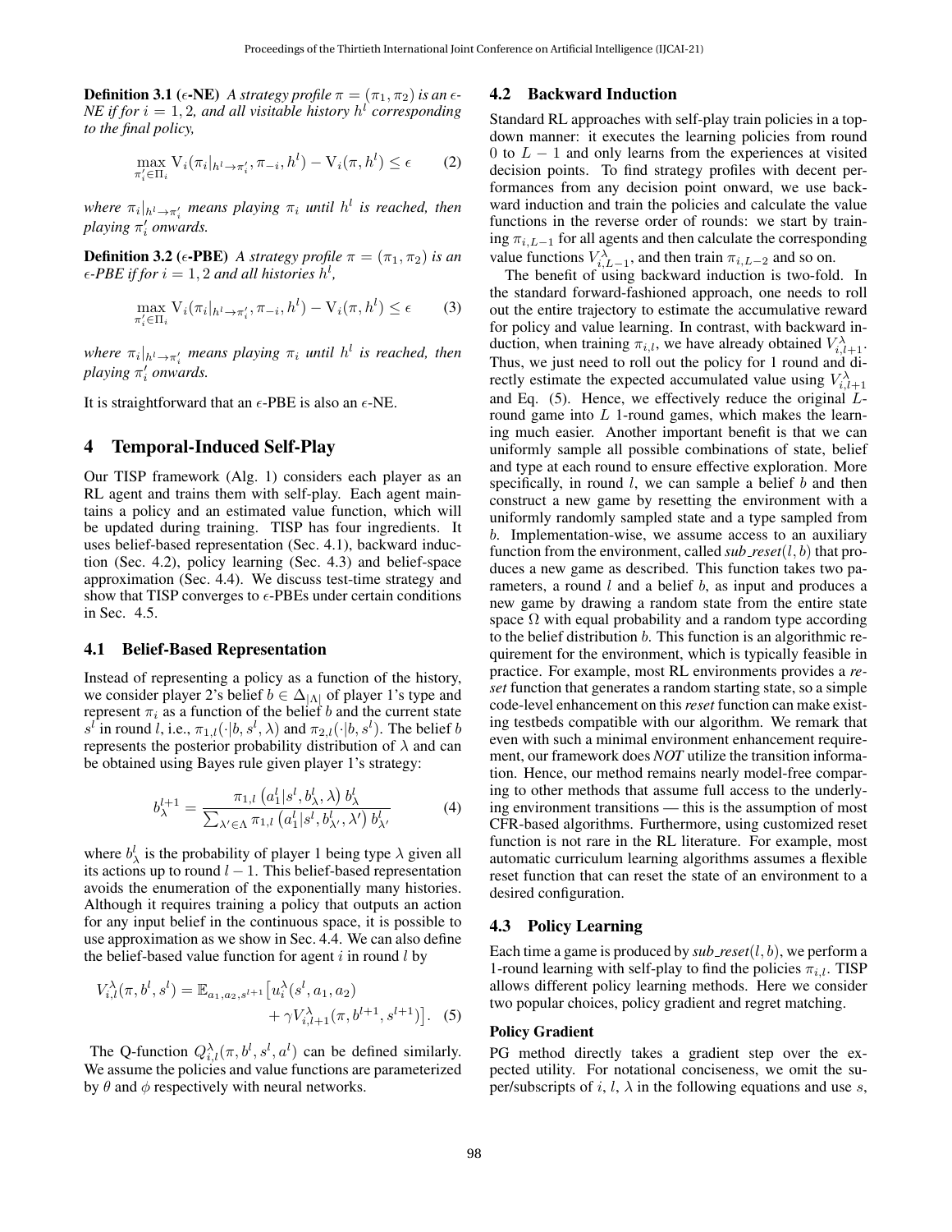**Definition 3.1** (**$\epsilon$-NE**) *A strategy profile $\pi = (\pi_1, \pi_2)$ is an $\epsilon$-NE if for $i = 1, 2$, and all visitable history $h^l$ corresponding to the final policy,*

$$\max_{\pi_i' \in \Pi_i} \mathrm{V}_i(\pi_i|_{h^l \to \pi_i'}, \pi_{-i}, h^l) - \mathrm{V}_i(\pi, h^l) \leq \epsilon \qquad (2)$$

*where $\pi_i|_{h^l \to \pi_i'}$ means playing $\pi_i$ until $h^l$ is reached, then playing $\pi_i'$ onwards.*

**Definition 3.2** (**$\epsilon$-PBE**) *A strategy profile $\pi = (\pi_1, \pi_2)$ is an $\epsilon$-PBE if for $i = 1, 2$ and all histories $h^l$,*

$$\max_{\pi_i' \in \Pi_i} \mathrm{V}_i(\pi_i|_{h^l \to \pi_i'}, \pi_{-i}, h^l) - \mathrm{V}_i(\pi, h^l) \leq \epsilon \qquad (3)$$

*where $\pi_i|_{h^l \to \pi_i'}$ means playing $\pi_i$ until $h^l$ is reached, then playing $\pi_i'$ onwards.*

It is straightforward that an $\epsilon$-PBE is also an $\epsilon$-NE.

## 4 Temporal-Induced Self-Play

Our TISP framework (Alg. 1) considers each player as an RL agent and trains them with self-play. Each agent maintains a policy and an estimated value function, which will be updated during training. TISP has four ingredients. It uses belief-based representation (Sec. 4.1), backward induction (Sec. 4.2), policy learning (Sec. 4.3) and belief-space approximation (Sec. 4.4). We discuss test-time strategy and show that TISP converges to $\epsilon$-PBEs under certain conditions in Sec. 4.5.

### 4.1 Belief-Based Representation

Instead of representing a policy as a function of the history, we consider player 2's belief $b \in \Delta_{|\Lambda|}$ of player 1's type and represent $\pi_i$ as a function of the belief $b$ and the current state $s^l$ in round $l$, i.e., $\pi_{1,l}(\cdot|b, s^l, \lambda)$ and $\pi_{2,l}(\cdot|b, s^l)$. The belief $b$ represents the posterior probability distribution of $\lambda$ and can be obtained using Bayes rule given player 1's strategy:

$$b_\lambda^{l+1} = \frac{\pi_{1,l}\left(a_1^l|s^l, b_\lambda^l, \lambda\right) b_\lambda^l}{\sum_{\lambda' \in \Lambda} \pi_{1,l}\left(a_1^l|s^l, b_{\lambda'}^l, \lambda'\right) b_{\lambda'}^l} \qquad (4)$$

where $b_\lambda^l$ is the probability of player 1 being type $\lambda$ given all its actions up to round $l-1$. This belief-based representation avoids the enumeration of the exponentially many histories. Although it requires training a policy that outputs an action for any input belief in the continuous space, it is possible to use approximation as we show in Sec. 4.4. We can also define the belief-based value function for agent $i$ in round $l$ by

$$V_{i,l}^\lambda(\pi, b^l, s^l) = \mathbb{E}_{a_1, a_2, s^{l+1}}\big[u_i^\lambda(s^l, a_1, a_2) + \gamma V_{i,l+1}^\lambda(\pi, b^{l+1}, s^{l+1})\big]. \quad (5)$$

The Q-function $Q_{i,l}^\lambda(\pi, b^l, s^l, a^l)$ can be defined similarly. We assume the policies and value functions are parameterized by $\theta$ and $\phi$ respectively with neural networks.

### 4.2 Backward Induction

Standard RL approaches with self-play train policies in a top-down manner: it executes the learning policies from round 0 to $L-1$ and only learns from the experiences at visited decision points. To find strategy profiles with decent performances from any decision point onward, we use backward induction and train the policies and calculate the value functions in the reverse order of rounds: we start by training $\pi_{i,L-1}$ for all agents and then calculate the corresponding value functions $V_{i,L-1}^\lambda$, and then train $\pi_{i,L-2}$ and so on.

The benefit of using backward induction is two-fold. In the standard forward-fashioned approach, one needs to roll out the entire trajectory to estimate the accumulative reward for policy and value learning. In contrast, with backward induction, when training $\pi_{i,l}$, we have already obtained $V_{i,l+1}^\lambda$. Thus, we just need to roll out the policy for 1 round and directly estimate the expected accumulated value using $V_{i,l+1}^\lambda$ and Eq. (5). Hence, we effectively reduce the original $L$-round game into $L$ 1-round games, which makes the learning much easier. Another important benefit is that we can uniformly sample all possible combinations of state, belief and type at each round to ensure effective exploration. More specifically, in round $l$, we can sample a belief $b$ and then construct a new game by resetting the environment with a uniformly randomly sampled state and a type sampled from $b$. Implementation-wise, we assume access to an auxiliary function from the environment, called *sub_reset*$(l, b)$ that produces a new game as described. This function takes two parameters, a round $l$ and a belief $b$, as input and produces a new game by drawing a random state from the entire state space $\Omega$ with equal probability and a random type according to the belief distribution $b$. This function is an algorithmic requirement for the environment, which is typically feasible in practice. For example, most RL environments provides a *reset* function that generates a random starting state, so a simple code-level enhancement on this *reset* function can make existing testbeds compatible with our algorithm. We remark that even with such a minimal environment enhancement requirement, our framework does ***NOT*** utilize the transition information. Hence, our method remains nearly model-free comparing to other methods that assume full access to the underlying environment transitions — this is the assumption of most CFR-based algorithms. Furthermore, using customized reset function is not rare in the RL literature. For example, most automatic curriculum learning algorithms assumes a flexible reset function that can reset the state of an environment to a desired configuration.

### 4.3 Policy Learning

Each time a game is produced by *sub_reset*$(l, b)$, we perform a 1-round learning with self-play to find the policies $\pi_{i,l}$. TISP allows different policy learning methods. Here we consider two popular choices, policy gradient and regret matching.

#### Policy Gradient

PG method directly takes a gradient step over the expected utility. For notational conciseness, we omit the super/subscripts of $i$, $l$, $\lambda$ in the following equations and use $s$,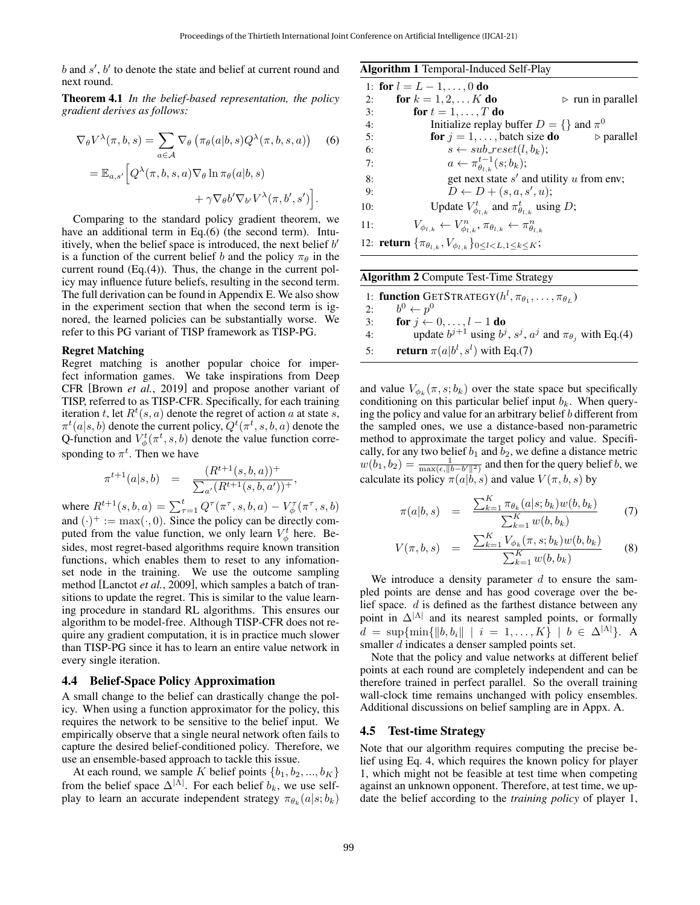$b$ and $s'$, $b'$ to denote the state and belief at current round and next round.

**Theorem 4.1** *In the belief-based representation, the policy gradient derives as follows:*

$$\nabla_\theta V^\lambda(\pi, b, s) = \sum_{a \in \mathcal{A}} \nabla_\theta \left(\pi_\theta(a|b, s) Q^\lambda(\pi, b, s, a)\right) \quad (6)$$
$$= \mathbb{E}_{a,s'}\Big[Q^\lambda(\pi, b, s, a)\nabla_\theta \ln \pi_\theta(a|b, s) + \gamma \nabla_\theta b' \nabla_{b'} V^\lambda(\pi, b', s')\Big].$$

Comparing to the standard policy gradient theorem, we have an additional term in Eq.(6) (the second term). Intuitively, when the belief space is introduced, the next belief $b'$ is a function of the current belief $b$ and the policy $\pi_\theta$ in the current round (Eq.(4)). Thus, the change in the current policy may influence future beliefs, resulting in the second term. The full derivation can be found in Appendix E. We also show in the experiment section that when the second term is ignored, the learned policies can be substantially worse. We refer to this PG variant of TISP framework as TISP-PG.

#### Regret Matching

Regret matching is another popular choice for imperfect information games. We take inspirations from Deep CFR [Brown *et al.*, 2019] and propose another variant of TISP, referred to as TISP-CFR. Specifically, for each training iteration $t$, let $R^t(s, a)$ denote the regret of action $a$ at state $s$, $\pi^t(a|s, b)$ denote the current policy, $Q^t(\pi^t, s, b, a)$ denote the Q-function and $V^t_\phi(\pi^t, s, b)$ denote the value function corresponding to $\pi^t$. Then we have

$$\pi^{t+1}(a|s, b) = \frac{(R^{t+1}(s, b, a))^+}{\sum_{a'}(R^{t+1}(s, b, a'))^+},$$

where $R^{t+1}(s, b, a) = \sum_{\tau=1}^{t} Q^\tau(\pi^\tau, s, b, a) - V^\tau_\phi(\pi^\tau, s, b)$ and $(\cdot)^+ := \max(\cdot, 0)$. Since the policy can be directly computed from the value function, we only learn $V^t_\phi$ here. Besides, most regret-based algorithms require known transition functions, which enables them to reset to any infomation-set node in the training. We use the outcome sampling method [Lanctot *et al.*, 2009], which samples a batch of transitions to update the regret. This is similar to the value learning procedure in standard RL algorithms. This ensures our algorithm to be model-free. Although TISP-CFR does not require any gradient computation, it is in practice much slower than TISP-PG since it has to learn an entire value network in every single iteration.

### 4.4 Belief-Space Policy Approximation

A small change to the belief can drastically change the policy. When using a function approximator for the policy, this requires the network to be sensitive to the belief input. We empirically observe that a single neural network often fails to capture the desired belief-conditioned policy. Therefore, we use an ensemble-based approach to tackle this issue.

At each round, we sample $K$ belief points $\{b_1, b_2, ..., b_K\}$ from the belief space $\Delta^{|\Lambda|}$. For each belief $b_k$, we use self-play to learn an accurate independent strategy $\pi_{\theta_k}(a|s; b_k)$ and value $V_{\phi_k}(\pi, s; b_k)$ over the state space but specifically conditioning on this particular belief input $b_k$. When querying the policy and value for an arbitrary belief $b$ different from the sampled ones, we use a distance-based non-parametric method to approximate the target policy and value. Specifically, for any two belief $b_1$ and $b_2$, we define a distance metric $w(b_1, b_2) = \frac{1}{\max(\epsilon, \|b - b'\|^2)}$ and then for the query belief $b$, we calculate its policy $\pi(a|b, s)$ and value $V(\pi, b, s)$ by

$$\pi(a|b, s) = \frac{\sum_{k=1}^{K} \pi_{\theta_k}(a|s; b_k) w(b, b_k)}{\sum_{k=1}^{K} w(b, b_k)} \quad (7)$$

$$V(\pi, b, s) = \frac{\sum_{k=1}^{K} V_{\phi_k}(\pi, s; b_k) w(b, b_k)}{\sum_{k=1}^{K} w(b, b_k)} \quad (8)$$

We introduce a density parameter $d$ to ensure the sampled points are dense and has good coverage over the belief space. $d$ is defined as the farthest distance between any point in $\Delta^{|\Lambda|}$ and its nearest sampled points, or formally $d = \sup\{\min\{\|b, b_i\| \mid i = 1, \ldots, K\} \mid b \in \Delta^{|\Lambda|}\}$. A smaller $d$ indicates a denser sampled points set.

Note that the policy and value networks at different belief points at each round are completely independent and can be therefore trained in perfect parallel. So the overall training wall-clock time remains unchanged with policy ensembles. Additional discussions on belief sampling are in Appx. A.

**Algorithm 1** Temporal-Induced Self-Play

```
1: for l = L − 1, . . . , 0 do
2:     for k = 1, 2, . . . K do                    ▷ run in parallel
3:         for t = 1, . . . , T do
4:             Initialize replay buffer D = {} and π^0
5:             for j = 1, . . . , batch size do     ▷ parallel
6:                 s ← sub_reset(l, b_k);
7:                 a ← π^{t−1}_{θ_{l,k}}(s; b_k);
8:                 get next state s' and utility u from env;
9:                 D ← D + (s, a, s', u);
10:            Update V^t_{φ_{l,k}} and π^t_{θ_{l,k}} using D;
11:        V_{φ_{l,k}} ← V^n_{φ_{l,k}}, π_{θ_{l,k}} ← π^n_{θ_{l,k}}
12: return {π_{θ_{l,k}}, V_{φ_{l,k}}}_{0≤l<L,1≤k≤K};
```

**Algorithm 2** Compute Test-Time Strategy

```
1: function GETSTRATEGY(h^l, π_{θ_1}, . . . , π_{θ_L})
2:     b^0 ← p^0
3:     for j ← 0, . . . , l − 1 do
4:         update b^{j+1} using b^j, s^j, a^j and π_{θ_j} with Eq.(4)
5:     return π(a|b^l, s^l) with Eq.(7)
```

### 4.5 Test-time Strategy

Note that our algorithm requires computing the precise belief using Eq. 4, which requires the known policy for player 1, which might not be feasible at test time when competing against an unknown opponent. Therefore, at test time, we update the belief according to the *training policy* of player 1,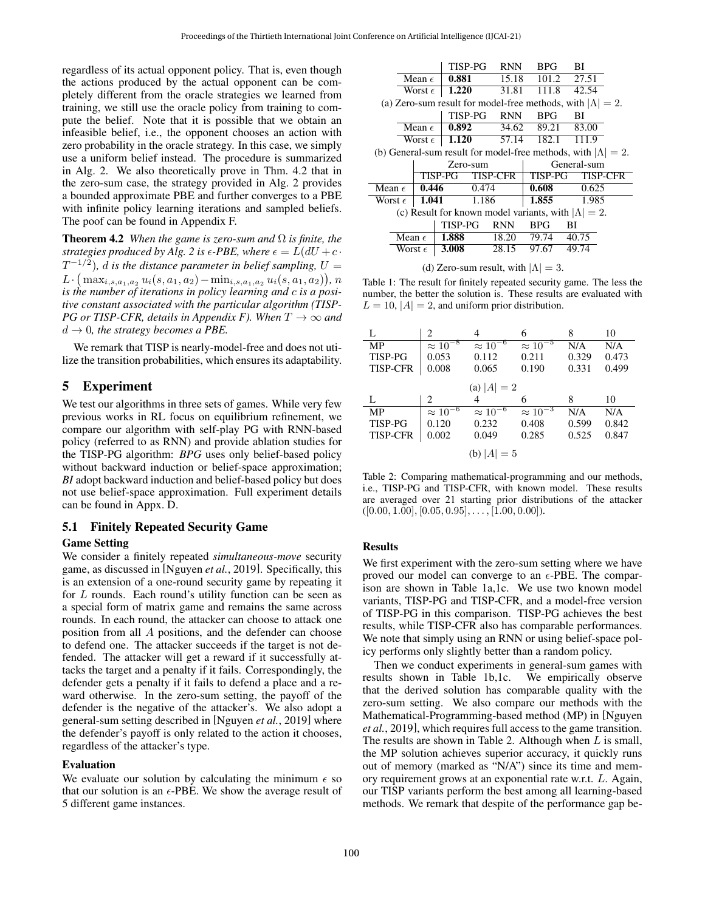regardless of its actual opponent policy. That is, even though the actions produced by the actual opponent can be completely different from the oracle strategies we learned from training, we still use the oracle policy from training to compute the belief. Note that it is possible that we obtain an infeasible belief, i.e., the opponent chooses an action with zero probability in the oracle strategy. In this case, we simply use a uniform belief instead. The procedure is summarized in Alg. 2. We also theoretically prove in Thm. 4.2 that in the zero-sum case, the strategy provided in Alg. 2 provides a bounded approximate PBE and further converges to a PBE with infinite policy learning iterations and sampled beliefs. The poof can be found in Appendix F.

**Theorem 4.2** *When the game is zero-sum and $\Omega$ is finite, the strategies produced by Alg. 2 is $\epsilon$-PBE, where $\epsilon = L(dU + c \cdot T^{-1/2})$, $d$ is the distance parameter in belief sampling, $U = L \cdot \big( \max_{i,s,a_1,a_2} u_i(s, a_1, a_2) - \min_{i,s,a_1,a_2} u_i(s, a_1, a_2) \big)$, $n$ is the number of iterations in policy learning and $c$ is a positive constant associated with the particular algorithm (TISP-PG or TISP-CFR, details in Appendix F). When $T \to \infty$ and $d \to 0$, the strategy becomes a PBE.*

We remark that TISP is nearly-model-free and does not utilize the transition probabilities, which ensures its adaptability.

## 5 Experiment

We test our algorithms in three sets of games. While very few previous works in RL focus on equilibrium refinement, we compare our algorithm with self-play PG with RNN-based policy (referred to as RNN) and provide ablation studies for the TISP-PG algorithm: *BPG* uses only belief-based policy without backward induction or belief-space approximation; *BI* adopt backward induction and belief-based policy but does not use belief-space approximation. Full experiment details can be found in Appx. D.

### 5.1 Finitely Repeated Security Game

#### Game Setting

We consider a finitely repeated *simultaneous-move* security game, as discussed in [Nguyen *et al.*, 2019]. Specifically, this is an extension of a one-round security game by repeating it for $L$ rounds. Each round's utility function can be seen as a special form of matrix game and remains the same across rounds. In each round, the attacker can choose to attack one position from all $A$ positions, and the defender can choose to defend one. The attacker succeeds if the target is not defended. The attacker will get a reward if it successfully attacks the target and a penalty if it fails. Correspondingly, the defender gets a penalty if it fails to defend a place and a reward otherwise. In the zero-sum setting, the payoff of the defender is the negative of the attacker's. We also adopt a general-sum setting described in [Nguyen *et al.*, 2019] where the defender's payoff is only related to the action it chooses, regardless of the attacker's type.

#### Evaluation

We evaluate our solution by calculating the minimum $\epsilon$ so that our solution is an $\epsilon$-PBE. We show the average result of 5 different game instances.

| | TISP-PG | RNN | BPG | BI |
|---|---|---|---|---|
| Mean $\epsilon$ | **0.881** | 15.18 | 101.2 | 27.51 |
| Worst $\epsilon$ | **1.220** | 31.81 | 111.8 | 42.54 |

(a) Zero-sum result for model-free methods, with $|\Lambda| = 2$.

| | TISP-PG | RNN | BPG | BI |
|---|---|---|---|---|
| Mean $\epsilon$ | **0.892** | 34.62 | 89.21 | 83.00 |
| Worst $\epsilon$ | **1.120** | 57.14 | 182.1 | 111.9 |

(b) General-sum result for model-free methods, with $|\Lambda| = 2$.

| | Zero-sum | | General-sum | |
|---|---|---|---|---|
| | TISP-PG | TISP-CFR | TISP-PG | TISP-CFR |
| Mean $\epsilon$ | **0.446** | 0.474 | **0.608** | 0.625 |
| Worst $\epsilon$ | **1.041** | 1.186 | **1.855** | 1.985 |

(c) Result for known model variants, with $|\Lambda| = 2$.

| | TISP-PG | RNN | BPG | BI |
|---|---|---|---|---|
| Mean $\epsilon$ | **1.888** | 18.20 | 79.74 | 40.75 |
| Worst $\epsilon$ | **3.008** | 28.15 | 97.67 | 49.74 |

(d) Zero-sum result, with $|\Lambda| = 3$.

Table 1: The result for finitely repeated security game. The less the number, the better the solution is. These results are evaluated with $L = 10$, $|A| = 2$, and uniform prior distribution.

| L | 2 | 4 | 6 | 8 | 10 |
|---|---|---|---|---|---|
| MP | $\approx 10^{-8}$ | $\approx 10^{-6}$ | $\approx 10^{-5}$ | N/A | N/A |
| TISP-PG | 0.053 | 0.112 | 0.211 | 0.329 | 0.473 |
| TISP-CFR | 0.008 | 0.065 | 0.190 | 0.331 | 0.499 |

(a) $|A| = 2$

| L | 2 | 4 | 6 | 8 | 10 |
|---|---|---|---|---|---|
| MP | $\approx 10^{-6}$ | $\approx 10^{-6}$ | $\approx 10^{-3}$ | N/A | N/A |
| TISP-PG | 0.120 | 0.232 | 0.408 | 0.599 | 0.842 |
| TISP-CFR | 0.002 | 0.049 | 0.285 | 0.525 | 0.847 |

(b) $|A| = 5$

Table 2: Comparing mathematical-programming and our methods, i.e., TISP-PG and TISP-CFR, with known model. These results are averaged over 21 starting prior distributions of the attacker ($[0.00, 1.00], [0.05, 0.95], \dots, [1.00, 0.00]$).

#### Results

We first experiment with the zero-sum setting where we have proved our model can converge to an $\epsilon$-PBE. The comparison are shown in Table 1a,1c. We use two known model variants, TISP-PG and TISP-CFR, and a model-free version of TISP-PG in this comparison. TISP-PG achieves the best results, while TISP-CFR also has comparable performances. We note that simply using an RNN or using belief-space policy performs only slightly better than a random policy.

Then we conduct experiments in general-sum games with results shown in Table 1b,1c. We empirically observe that the derived solution has comparable quality with the zero-sum setting. We also compare our methods with the Mathematical-Programming-based method (MP) in [Nguyen *et al.*, 2019], which requires full access to the game transition. The results are shown in Table 2. Although when $L$ is small, the MP solution achieves superior accuracy, it quickly runs out of memory (marked as "N/A") since its time and memory requirement grows at an exponential rate w.r.t. $L$. Again, our TISP variants perform the best among all learning-based methods. We remark that despite of the performance gap be-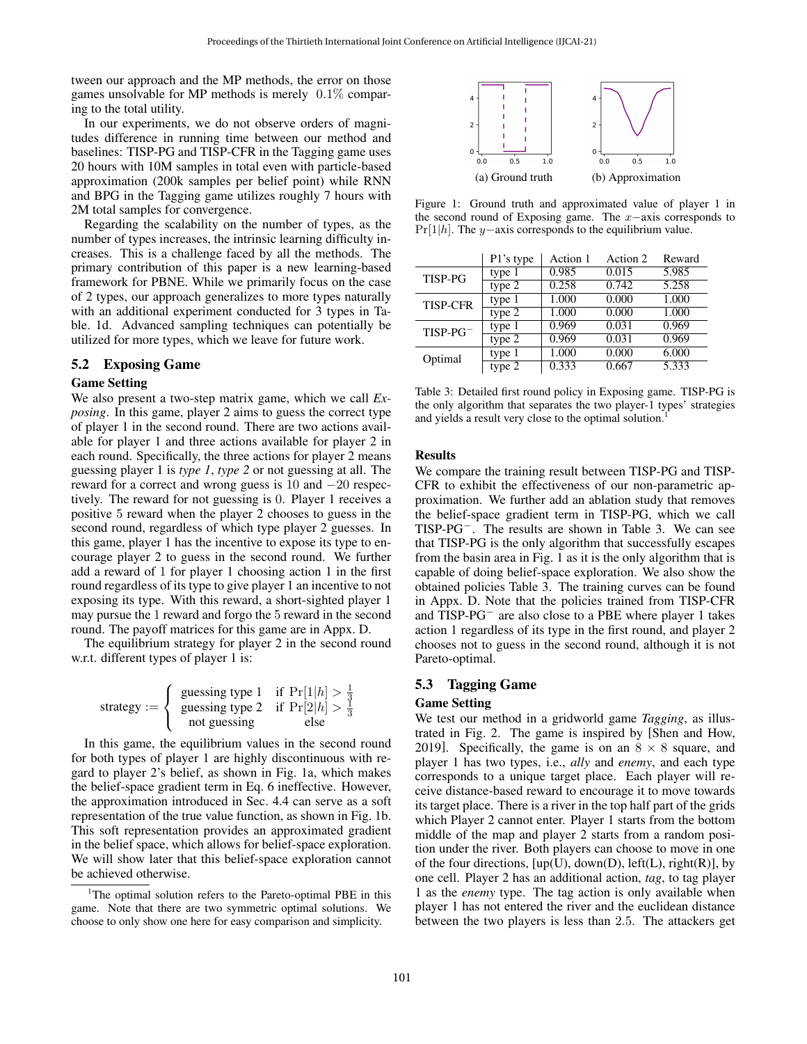tween our approach and the MP methods, the error on those games unsolvable for MP methods is merely $0.1\%$ comparing to the total utility.

In our experiments, we do not observe orders of magnitudes difference in running time between our method and baselines: TISP-PG and TISP-CFR in the Tagging game uses 20 hours with 10M samples in total even with particle-based approximation (200k samples per belief point) while RNN and BPG in the Tagging game utilizes roughly 7 hours with 2M total samples for convergence.

Regarding the scalability on the number of types, as the number of types increases, the intrinsic learning difficulty increases. This is a challenge faced by all the methods. The primary contribution of this paper is a new learning-based framework for PBNE. While we primarily focus on the case of 2 types, our approach generalizes to more types naturally with an additional experiment conducted for 3 types in Table. 1d. Advanced sampling techniques can potentially be utilized for more types, which we leave for future work.

## 5.2 Exposing Game

### Game Setting

We also present a two-step matrix game, which we call *Exposing*. In this game, player 2 aims to guess the correct type of player 1 in the second round. There are two actions available for player 1 and three actions available for player 2 in each round. Specifically, the three actions for player 2 means guessing player 1 is *type 1*, *type 2* or not guessing at all. The reward for a correct and wrong guess is $10$ and $-20$ respectively. The reward for not guessing is $0$. Player 1 receives a positive $5$ reward when the player 2 chooses to guess in the second round, regardless of which type player 2 guesses. In this game, player 1 has the incentive to expose its type to encourage player 2 to guess in the second round. We further add a reward of $1$ for player 1 choosing action 1 in the first round regardless of its type to give player 1 an incentive to not exposing its type. With this reward, a short-sighted player 1 may pursue the $1$ reward and forgo the $5$ reward in the second round. The payoff matrices for this game are in Appx. D.

The equilibrium strategy for player 2 in the second round w.r.t. different types of player 1 is:

$$\text{strategy} := \begin{cases} \text{guessing type 1} & \text{if } \Pr[1|h] > \frac{1}{3} \\ \text{guessing type 2} & \text{if } \Pr[2|h] > \frac{1}{3} \\ \text{not guessing} & \text{else} \end{cases}$$

In this game, the equilibrium values in the second round for both types of player 1 are highly discontinuous with regard to player 2's belief, as shown in Fig. 1a, which makes the belief-space gradient term in Eq. 6 ineffective. However, the approximation introduced in Sec. 4.4 can serve as a soft representation of the true value function, as shown in Fig. 1b. This soft representation provides an approximated gradient in the belief space, which allows for belief-space exploration. We will show later that this belief-space exploration cannot be achieved otherwise.

(a) Ground truth (b) Approximation

Figure 1: Ground truth and approximated value of player 1 in the second round of Exposing game. The $x-$axis corresponds to $\Pr[1|h]$. The $y-$axis corresponds to the equilibrium value.

| | P1's type | Action 1 | Action 2 | Reward |
|---|---|---|---|---|
| TISP-PG | type 1 | 0.985 | 0.015 | 5.985 |
| | type 2 | 0.258 | 0.742 | 5.258 |
| TISP-CFR | type 1 | 1.000 | 0.000 | 1.000 |
| | type 2 | 1.000 | 0.000 | 1.000 |
| TISP-PG$^-$ | type 1 | 0.969 | 0.031 | 0.969 |
| | type 2 | 0.969 | 0.031 | 0.969 |
| Optimal | type 1 | 1.000 | 0.000 | 6.000 |
| | type 2 | 0.333 | 0.667 | 5.333 |

Table 3: Detailed first round policy in Exposing game. TISP-PG is the only algorithm that separates the two player-1 types' strategies and yields a result very close to the optimal solution.[1]

### Results

We compare the training result between TISP-PG and TISP-CFR to exhibit the effectiveness of our non-parametric approximation. We further add an ablation study that removes the belief-space gradient term in TISP-PG, which we call TISP-PG$^-$. The results are shown in Table 3. We can see that TISP-PG is the only algorithm that successfully escapes from the basin area in Fig. 1 as it is the only algorithm that is capable of doing belief-space exploration. We also show the obtained policies Table 3. The training curves can be found in Appx. D. Note that the policies trained from TISP-CFR and TISP-PG$^-$ are also close to a PBE where player 1 takes action 1 regardless of its type in the first round, and player 2 chooses not to guess in the second round, although it is not Pareto-optimal.

## 5.3 Tagging Game

### Game Setting

We test our method in a gridworld game *Tagging*, as illustrated in Fig. 2. The game is inspired by [Shen and How, 2019]. Specifically, the game is on an $8 \times 8$ square, and player 1 has two types, i.e., *ally* and *enemy*, and each type corresponds to a unique target place. Each player will receive distance-based reward to encourage it to move towards its target place. There is a river in the top half part of the grids which Player 2 cannot enter. Player 1 starts from the bottom middle of the map and player 2 starts from a random position under the river. Both players can choose to move in one of the four directions, [up(U), down(D), left(L), right(R)], by one cell. Player 2 has an additional action, *tag*, to tag player 1 as the *enemy* type. The tag action is only available when player 1 has not entered the river and the euclidean distance between the two players is less than $2.5$. The attackers get

[1]The optimal solution refers to the Pareto-optimal PBE in this game. Note that there are two symmetric optimal solutions. We choose to only show one here for easy comparison and simplicity.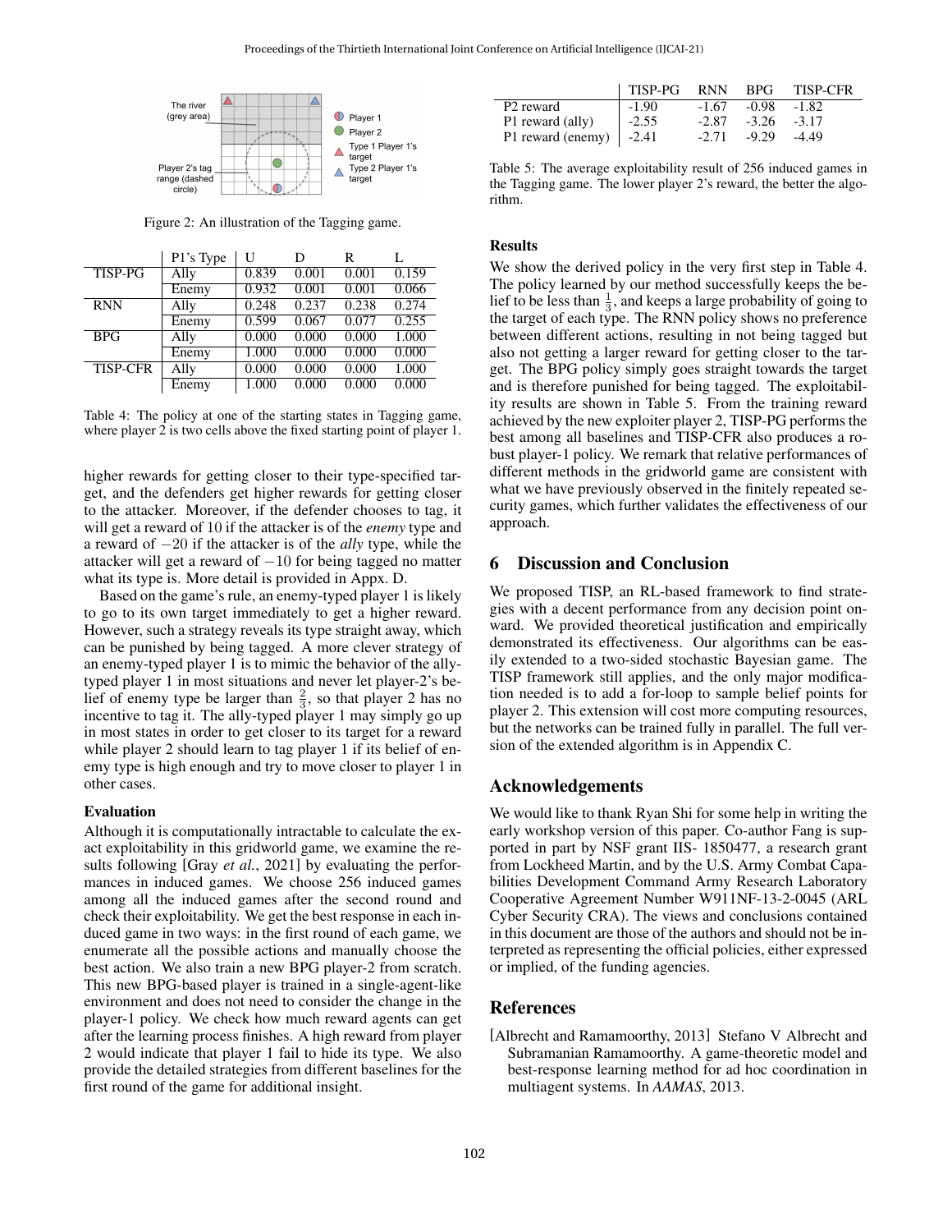Figure 2: An illustration of the Tagging game.

| | P1's Type | U | D | R | L |
|---|---|---|---|---|---|
| TISP-PG | Ally | 0.839 | 0.001 | 0.001 | 0.159 |
| | Enemy | 0.932 | 0.001 | 0.001 | 0.066 |
| RNN | Ally | 0.248 | 0.237 | 0.238 | 0.274 |
| | Enemy | 0.599 | 0.067 | 0.077 | 0.255 |
| BPG | Ally | 0.000 | 0.000 | 0.000 | 1.000 |
| | Enemy | 1.000 | 0.000 | 0.000 | 0.000 |
| TISP-CFR | Ally | 0.000 | 0.000 | 0.000 | 1.000 |
| | Enemy | 1.000 | 0.000 | 0.000 | 0.000 |

Table 4: The policy at one of the starting states in Tagging game, where player 2 is two cells above the fixed starting point of player 1.

higher rewards for getting closer to their type-specified target, and the defenders get higher rewards for getting closer to the attacker. Moreover, if the defender chooses to tag, it will get a reward of 10 if the attacker is of the *enemy* type and a reward of $-20$ if the attacker is of the *ally* type, while the attacker will get a reward of $-10$ for being tagged no matter what its type is. More detail is provided in Appx. D.

Based on the game's rule, an enemy-typed player 1 is likely to go to its own target immediately to get a higher reward. However, such a strategy reveals its type straight away, which can be punished by being tagged. A more clever strategy of an enemy-typed player 1 is to mimic the behavior of the ally-typed player 1 in most situations and never let player-2's belief of enemy type be larger than $\frac{2}{3}$, so that player 2 has no incentive to tag it. The ally-typed player 1 may simply go up in most states in order to get closer to its target for a reward while player 2 should learn to tag player 1 if its belief of enemy type is high enough and try to move closer to player 1 in other cases.

### Evaluation

Although it is computationally intractable to calculate the exact exploitability in this gridworld game, we examine the results following [Gray *et al.*, 2021] by evaluating the performances in induced games. We choose 256 induced games among all the induced games after the second round and check their exploitability. We get the best response in each induced game in two ways: in the first round of each game, we enumerate all the possible actions and manually choose the best action. We also train a new BPG player-2 from scratch. This new BPG-based player is trained in a single-agent-like environment and does not need to consider the change in the player-1 policy. We check how much reward agents can get after the learning process finishes. A high reward from player 2 would indicate that player 1 fail to hide its type. We also provide the detailed strategies from different baselines for the first round of the game for additional insight.

| | TISP-PG | RNN | BPG | TISP-CFR |
|---|---|---|---|---|
| P2 reward | -1.90 | -1.67 | -0.98 | -1.82 |
| P1 reward (ally) | -2.55 | -2.87 | -3.26 | -3.17 |
| P1 reward (enemy) | -2.41 | -2.71 | -9.29 | -4.49 |

Table 5: The average exploitability result of 256 induced games in the Tagging game. The lower player 2's reward, the better the algorithm.

### Results

We show the derived policy in the very first step in Table 4. The policy learned by our method successfully keeps the belief to be less than $\frac{1}{3}$, and keeps a large probability of going to the target of each type. The RNN policy shows no preference between different actions, resulting in not being tagged but also not getting a larger reward for getting closer to the target. The BPG policy simply goes straight towards the target and is therefore punished for being tagged. The exploitability results are shown in Table 5. From the training reward achieved by the new exploiter player 2, TISP-PG performs the best among all baselines and TISP-CFR also produces a robust player-1 policy. We remark that relative performances of different methods in the gridworld game are consistent with what we have previously observed in the finitely repeated security games, which further validates the effectiveness of our approach.

## 6 Discussion and Conclusion

We proposed TISP, an RL-based framework to find strategies with a decent performance from any decision point onward. We provided theoretical justification and empirically demonstrated its effectiveness. Our algorithms can be easily extended to a two-sided stochastic Bayesian game. The TISP framework still applies, and the only major modification needed is to add a for-loop to sample belief points for player 2. This extension will cost more computing resources, but the networks can be trained fully in parallel. The full version of the extended algorithm is in Appendix C.

## Acknowledgements

We would like to thank Ryan Shi for some help in writing the early workshop version of this paper. Co-author Fang is supported in part by NSF grant IIS- 1850477, a research grant from Lockheed Martin, and by the U.S. Army Combat Capabilities Development Command Army Research Laboratory Cooperative Agreement Number W911NF-13-2-0045 (ARL Cyber Security CRA). The views and conclusions contained in this document are those of the authors and should not be interpreted as representing the official policies, either expressed or implied, of the funding agencies.

## References

[Albrecht and Ramamoorthy, 2013] Stefano V Albrecht and Subramanian Ramamoorthy. A game-theoretic model and best-response learning method for ad hoc coordination in multiagent systems. In *AAMAS*, 2013.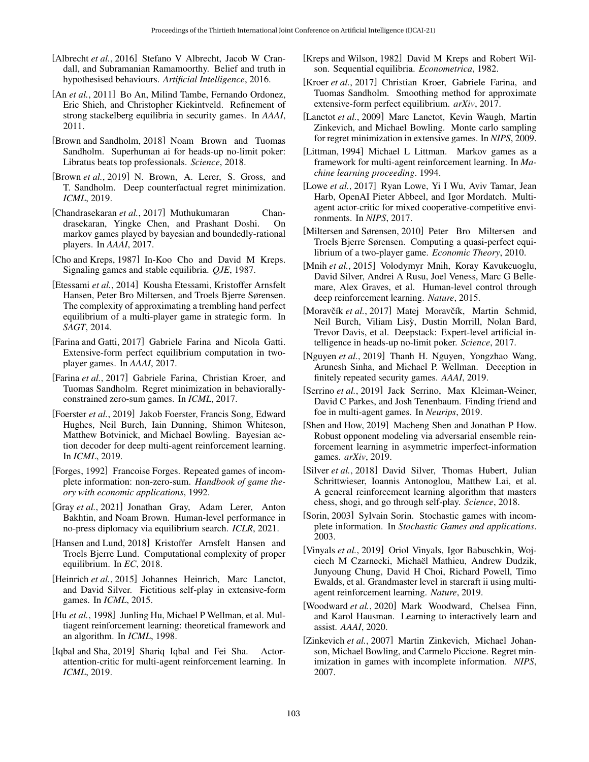[Albrecht *et al.*, 2016] Stefano V Albrecht, Jacob W Crandall, and Subramanian Ramamoorthy. Belief and truth in hypothesised behaviours. *Artificial Intelligence*, 2016.

[An *et al.*, 2011] Bo An, Milind Tambe, Fernando Ordonez, Eric Shieh, and Christopher Kiekintveld. Refinement of strong stackelberg equilibria in security games. In *AAAI*, 2011.

[Brown and Sandholm, 2018] Noam Brown and Tuomas Sandholm. Superhuman ai for heads-up no-limit poker: Libratus beats top professionals. *Science*, 2018.

[Brown *et al.*, 2019] N. Brown, A. Lerer, S. Gross, and T. Sandholm. Deep counterfactual regret minimization. *ICML*, 2019.

[Chandrasekaran *et al.*, 2017] Muthukumaran Chandrasekaran, Yingke Chen, and Prashant Doshi. On markov games played by bayesian and boundedly-rational players. In *AAAI*, 2017.

[Cho and Kreps, 1987] In-Koo Cho and David M Kreps. Signaling games and stable equilibria. *QJE*, 1987.

[Etessami *et al.*, 2014] Kousha Etessami, Kristoffer Arnsfelt Hansen, Peter Bro Miltersen, and Troels Bjerre Sørensen. The complexity of approximating a trembling hand perfect equilibrium of a multi-player game in strategic form. In *SAGT*, 2014.

[Farina and Gatti, 2017] Gabriele Farina and Nicola Gatti. Extensive-form perfect equilibrium computation in two-player games. In *AAAI*, 2017.

[Farina *et al.*, 2017] Gabriele Farina, Christian Kroer, and Tuomas Sandholm. Regret minimization in behaviorally-constrained zero-sum games. In *ICML*, 2017.

[Foerster *et al.*, 2019] Jakob Foerster, Francis Song, Edward Hughes, Neil Burch, Iain Dunning, Shimon Whiteson, Matthew Botvinick, and Michael Bowling. Bayesian action decoder for deep multi-agent reinforcement learning. In *ICML*, 2019.

[Forges, 1992] Francoise Forges. Repeated games of incomplete information: non-zero-sum. *Handbook of game theory with economic applications*, 1992.

[Gray *et al.*, 2021] Jonathan Gray, Adam Lerer, Anton Bakhtin, and Noam Brown. Human-level performance in no-press diplomacy via equilibrium search. *ICLR*, 2021.

[Hansen and Lund, 2018] Kristoffer Arnsfelt Hansen and Troels Bjerre Lund. Computational complexity of proper equilibrium. In *EC*, 2018.

[Heinrich *et al.*, 2015] Johannes Heinrich, Marc Lanctot, and David Silver. Fictitious self-play in extensive-form games. In *ICML*, 2015.

[Hu *et al.*, 1998] Junling Hu, Michael P Wellman, et al. Multiagent reinforcement learning: theoretical framework and an algorithm. In *ICML*, 1998.

[Iqbal and Sha, 2019] Shariq Iqbal and Fei Sha. Actor-attention-critic for multi-agent reinforcement learning. In *ICML*, 2019.

[Kreps and Wilson, 1982] David M Kreps and Robert Wilson. Sequential equilibria. *Econometrica*, 1982.

[Kroer *et al.*, 2017] Christian Kroer, Gabriele Farina, and Tuomas Sandholm. Smoothing method for approximate extensive-form perfect equilibrium. *arXiv*, 2017.

[Lanctot *et al.*, 2009] Marc Lanctot, Kevin Waugh, Martin Zinkevich, and Michael Bowling. Monte carlo sampling for regret minimization in extensive games. In *NIPS*, 2009.

[Littman, 1994] Michael L Littman. Markov games as a framework for multi-agent reinforcement learning. In *Machine learning proceeding*. 1994.

[Lowe *et al.*, 2017] Ryan Lowe, Yi I Wu, Aviv Tamar, Jean Harb, OpenAI Pieter Abbeel, and Igor Mordatch. Multi-agent actor-critic for mixed cooperative-competitive environments. In *NIPS*, 2017.

[Miltersen and Sørensen, 2010] Peter Bro Miltersen and Troels Bjerre Sørensen. Computing a quasi-perfect equilibrium of a two-player game. *Economic Theory*, 2010.

[Mnih *et al.*, 2015] Volodymyr Mnih, Koray Kavukcuoglu, David Silver, Andrei A Rusu, Joel Veness, Marc G Bellemare, Alex Graves, et al. Human-level control through deep reinforcement learning. *Nature*, 2015.

[Moravčík *et al.*, 2017] Matej Moravčík, Martin Schmid, Neil Burch, Viliam Lisỳ, Dustin Morrill, Nolan Bard, Trevor Davis, et al. Deepstack: Expert-level artificial intelligence in heads-up no-limit poker. *Science*, 2017.

[Nguyen *et al.*, 2019] Thanh H. Nguyen, Yongzhao Wang, Arunesh Sinha, and Michael P. Wellman. Deception in finitely repeated security games. *AAAI*, 2019.

[Serrino *et al.*, 2019] Jack Serrino, Max Kleiman-Weiner, David C Parkes, and Josh Tenenbaum. Finding friend and foe in multi-agent games. In *Neurips*, 2019.

[Shen and How, 2019] Macheng Shen and Jonathan P How. Robust opponent modeling via adversarial ensemble reinforcement learning in asymmetric imperfect-information games. *arXiv*, 2019.

[Silver *et al.*, 2018] David Silver, Thomas Hubert, Julian Schrittwieser, Ioannis Antonoglou, Matthew Lai, et al. A general reinforcement learning algorithm that masters chess, shogi, and go through self-play. *Science*, 2018.

[Sorin, 2003] Sylvain Sorin. Stochastic games with incomplete information. In *Stochastic Games and applications*. 2003.

[Vinyals *et al.*, 2019] Oriol Vinyals, Igor Babuschkin, Wojciech M Czarnecki, Michaël Mathieu, Andrew Dudzik, Junyoung Chung, David H Choi, Richard Powell, Timo Ewalds, et al. Grandmaster level in starcraft ii using multi-agent reinforcement learning. *Nature*, 2019.

[Woodward *et al.*, 2020] Mark Woodward, Chelsea Finn, and Karol Hausman. Learning to interactively learn and assist. *AAAI*, 2020.

[Zinkevich *et al.*, 2007] Martin Zinkevich, Michael Johanson, Michael Bowling, and Carmelo Piccione. Regret minimization in games with incomplete information. *NIPS*, 2007.